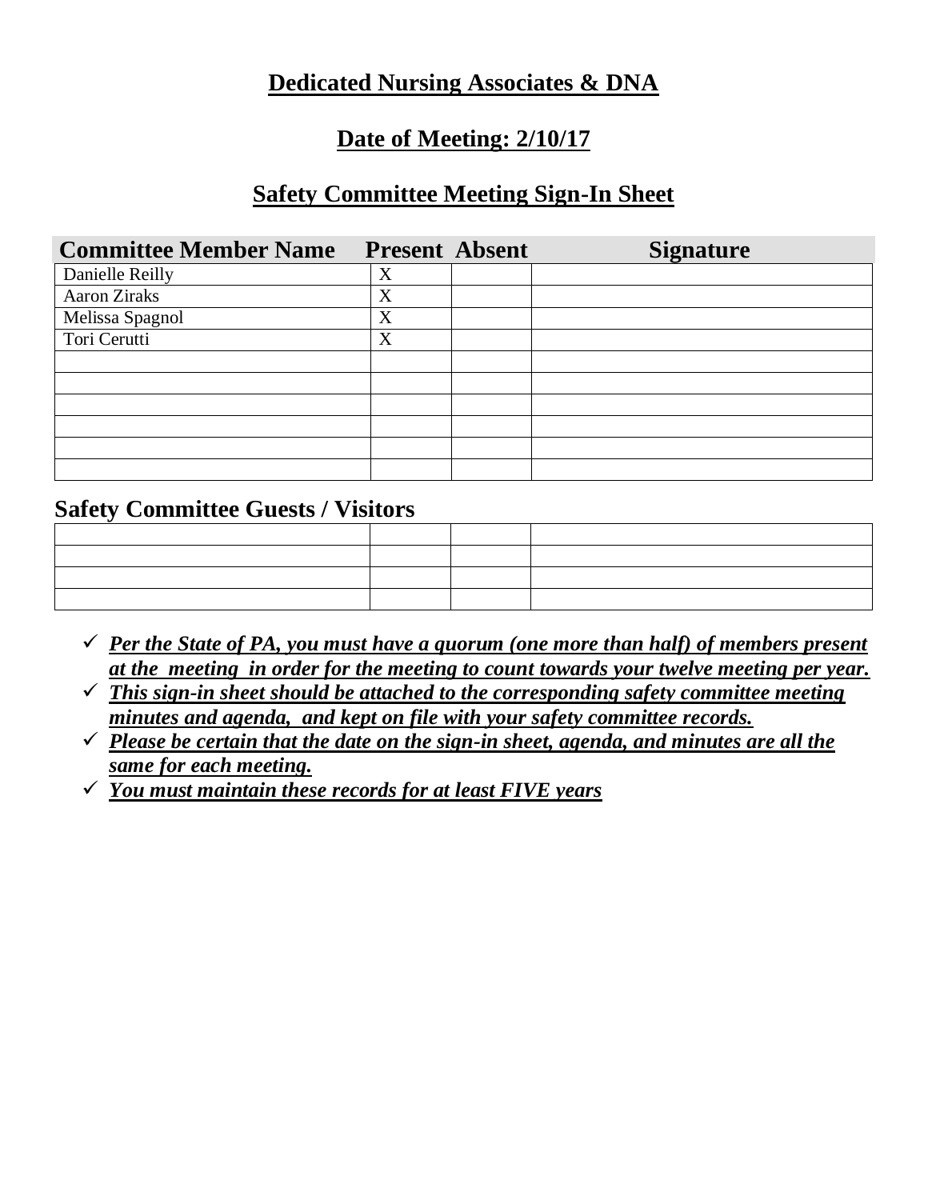# Dedicated Nursing Associates & DNA

## Date of Meeting: 2/10/17

## Safety Committee Meeting Sign-In Sheet

| Committee Member Name | Present | Absent | Signature |
|---|---|---|---|
| Danielle Reilly | X | | |
| Aaron Ziraks | X | | |
| Melissa Spagnol | X | | |
| Tori Cerutti | X | | |
| | | | |
| | | | |
| | | | |
| | | | |
| | | | |
| | | | |

**Safety Committee Guests / Visitors**

| | | | |
|---|---|---|---|
| | | | |
| | | | |
| | | | |
| | | | |

- ✓ ***Per the State of PA, you must have a quorum (one more than half) of members present at the meeting in order for the meeting to count towards your twelve meeting per year.***
- ✓ ***This sign-in sheet should be attached to the corresponding safety committee meeting minutes and agenda, and kept on file with your safety committee records.***
- ✓ ***Please be certain that the date on the sign-in sheet, agenda, and minutes are all the same for each meeting.***
- ✓ ***You must maintain these records for at least FIVE years***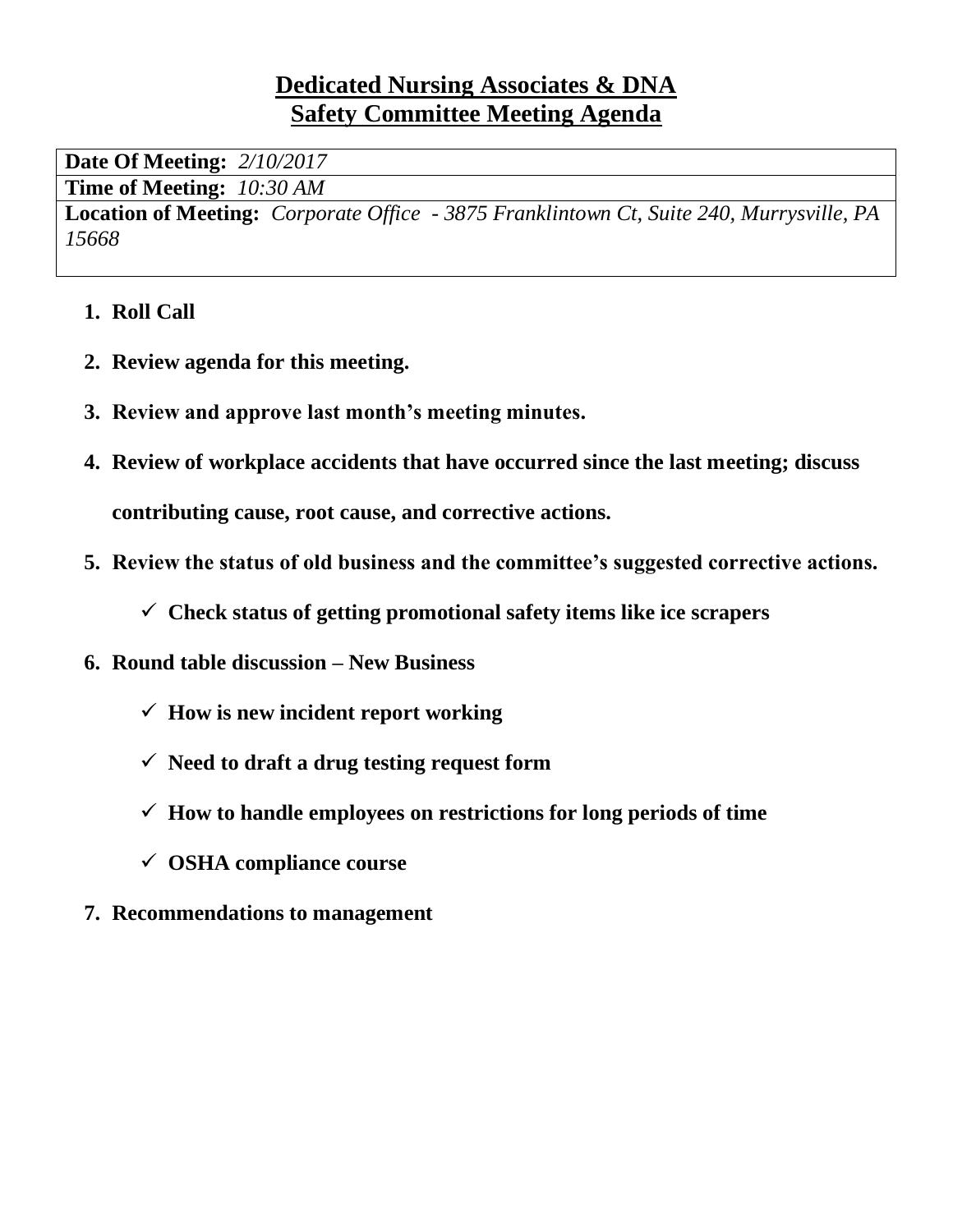# Dedicated Nursing Associates & DNA
## Safety Committee Meeting Agenda

| **Date Of Meeting:** *2/10/2017* |
|---|
| **Time of Meeting:** *10:30 AM* |
| **Location of Meeting:** *Corporate Office - 3875 Franklintown Ct, Suite 240, Murrysville, PA 15668* |

1. **Roll Call**
2. **Review agenda for this meeting.**
3. **Review and approve last month's meeting minutes.**
4. **Review of workplace accidents that have occurred since the last meeting; discuss contributing cause, root cause, and corrective actions.**
5. **Review the status of old business and the committee's suggested corrective actions.**
   - ✓ **Check status of getting promotional safety items like ice scrapers**
6. **Round table discussion – New Business**
   - ✓ **How is new incident report working**
   - ✓ **Need to draft a drug testing request form**
   - ✓ **How to handle employees on restrictions for long periods of time**
   - ✓ **OSHA compliance course**
7. **Recommendations to management**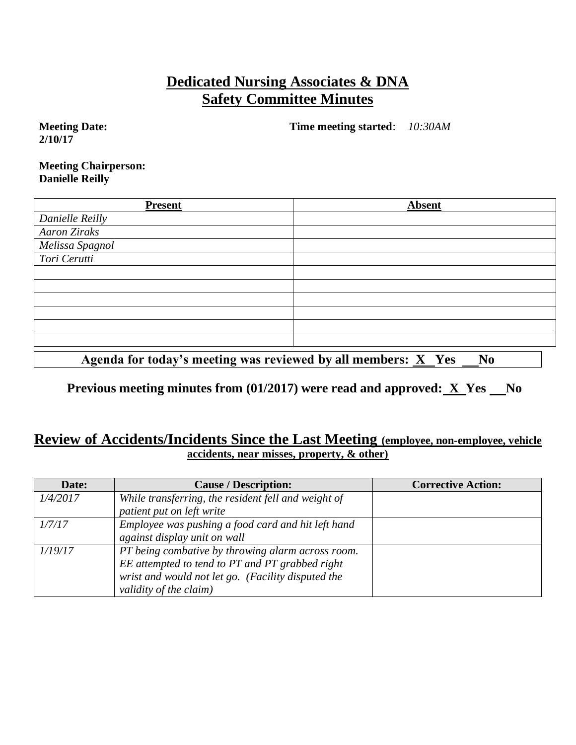# Dedicated Nursing Associates & DNA
# Safety Committee Minutes

**Meeting Date:** 2/10/17

**Time meeting started**: *10:30AM*

**Meeting Chairperson:** Danielle Reilly

| Present | Absent |
| --- | --- |
| *Danielle Reilly* | |
| *Aaron Ziraks* | |
| *Melissa Spagnol* | |
| *Tori Cerutti* | |
| | |
| | |
| | |
| | |
| | |
| | |

**Agenda for today's meeting was reviewed by all members: X Yes __ No**

**Previous meeting minutes from (01/2017) were read and approved: X Yes __ No**

## Review of Accidents/Incidents Since the Last Meeting (employee, non-employee, vehicle accidents, near misses, property, & other)

| Date: | Cause / Description: | Corrective Action: |
| --- | --- | --- |
| *1/4/2017* | *While transferring, the resident fell and weight of patient put on left write* | |
| *1/7/17* | *Employee was pushing a food card and hit left hand against display unit on wall* | |
| *1/19/17* | *PT being combative by throwing alarm across room. EE attempted to tend to PT and PT grabbed right wrist and would not let go. (Facility disputed the validity of the claim)* | |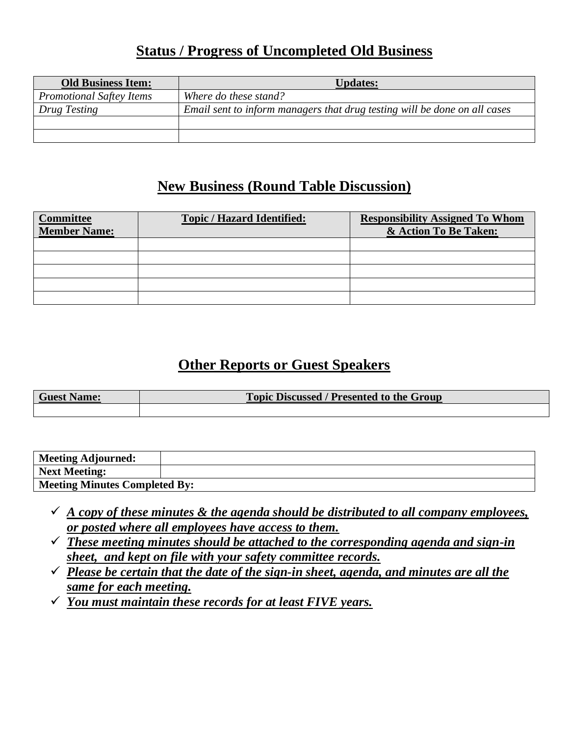## Status / Progress of Uncompleted Old Business

| Old Business Item: | Updates: |
|---|---|
| *Promotional Saftey Items* | *Where do these stand?* |
| *Drug Testing* | *Email sent to inform managers that drug testing will be done on all cases* |
| | |
| | |

## New Business (Round Table Discussion)

| Committee Member Name: | Topic / Hazard Identified: | Responsibility Assigned To Whom & Action To Be Taken: |
|---|---|---|
| | | |
| | | |
| | | |
| | | |
| | | |

## Other Reports or Guest Speakers

| Guest Name: | Topic Discussed / Presented to the Group |
|---|---|
| | |

| **Meeting Adjourned:** | |
|---|---|
| **Next Meeting:** | |
| **Meeting Minutes Completed By:** | |

- ✓ ***A copy of these minutes & the agenda should be distributed to all company employees, or posted where all employees have access to them.***
- ✓ ***These meeting minutes should be attached to the corresponding agenda and sign-in sheet, and kept on file with your safety committee records.***
- ✓ ***Please be certain that the date of the sign-in sheet, agenda, and minutes are all the same for each meeting.***
- ✓ ***You must maintain these records for at least FIVE years.***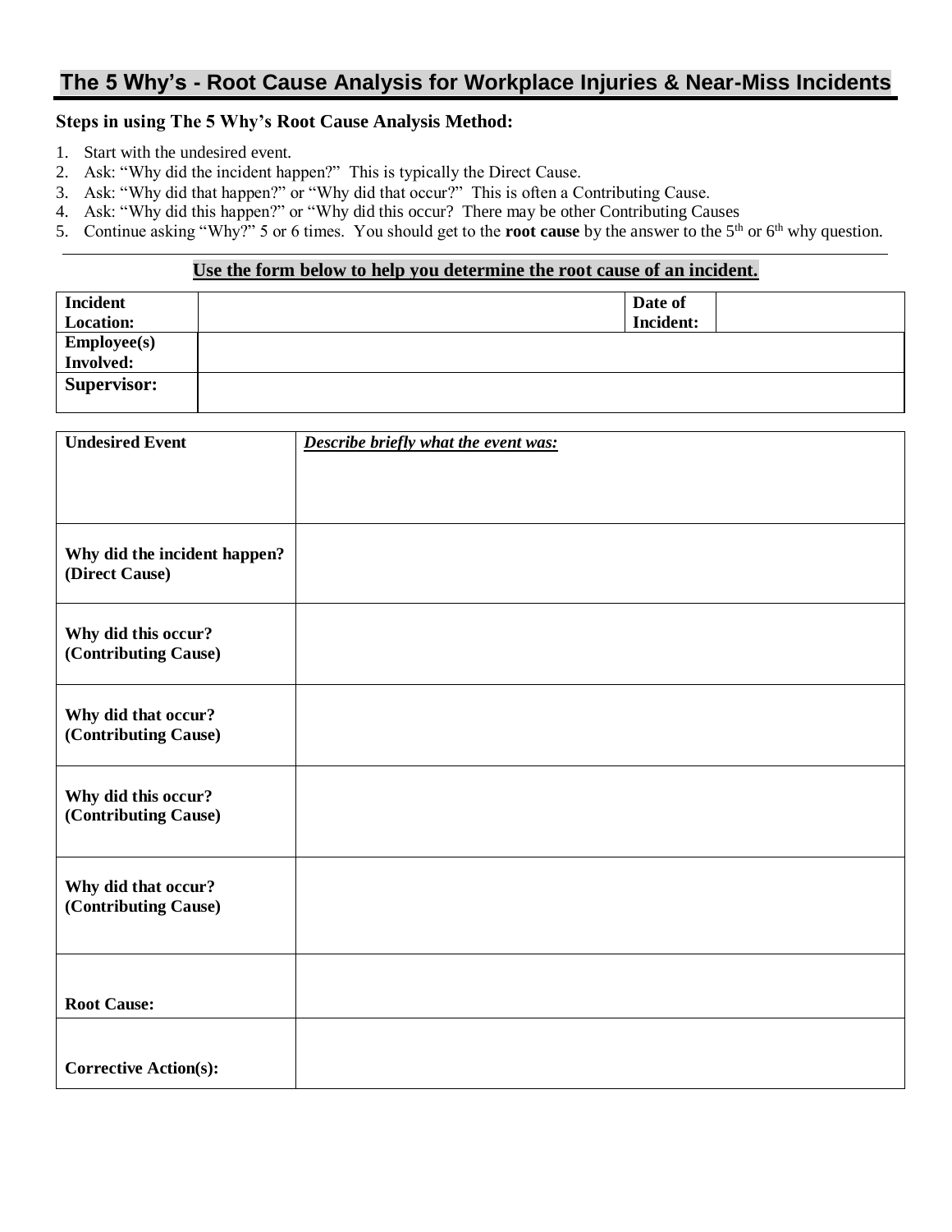# The 5 Why's - Root Cause Analysis for Workplace Injuries & Near-Miss Incidents

**Steps in using The 5 Why's Root Cause Analysis Method:**

1. Start with the undesired event.
2. Ask: "Why did the incident happen?" This is typically the Direct Cause.
3. Ask: "Why did that happen?" or "Why did that occur?" This is often a Contributing Cause.
4. Ask: "Why did this happen?" or "Why did this occur? There may be other Contributing Causes
5. Continue asking "Why?" 5 or 6 times. You should get to the **root cause** by the answer to the 5th or 6th why question.

---

**Use the form below to help you determine the root cause of an incident.**

| | | | |
|---|---|---|---|
| **Incident Location:** | | **Date of Incident:** | |
| **Employee(s) Involved:** | | | |
| **Supervisor:** | | | |

| | |
|---|---|
| **Undesired Event** | ***Describe briefly what the event was:*** |
| **Why did the incident happen? (Direct Cause)** | |
| **Why did this occur? (Contributing Cause)** | |
| **Why did that occur? (Contributing Cause)** | |
| **Why did this occur? (Contributing Cause)** | |
| **Why did that occur? (Contributing Cause)** | |
| **Root Cause:** | |
| **Corrective Action(s):** | |